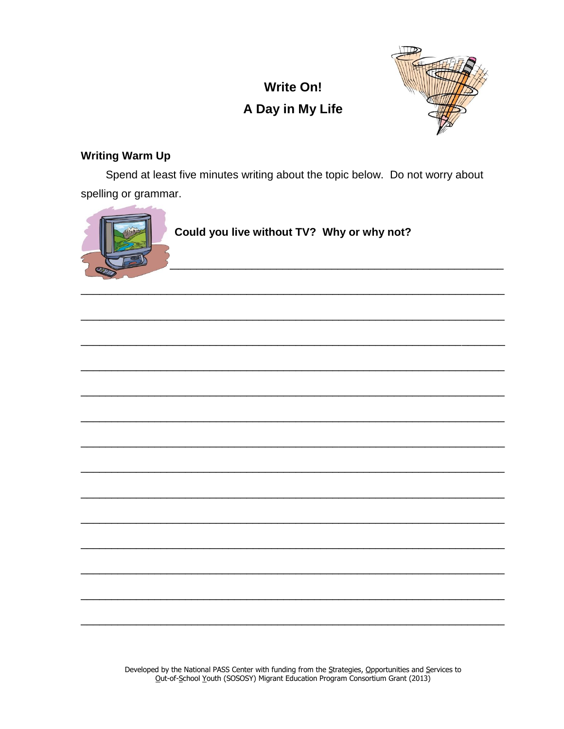# Write On!

## A Day in My Life

### Writing Warm Up

Spend at least five minutes writing about the topic below. Do not worry about spelling or grammar.

**Could you live without TV? Why or why not?**

______________________________________________________________________

______________________________________________________________________

______________________________________________________________________

______________________________________________________________________

______________________________________________________________________

______________________________________________________________________

______________________________________________________________________

______________________________________________________________________

______________________________________________________________________

______________________________________________________________________

______________________________________________________________________

______________________________________________________________________

______________________________________________________________________

______________________________________________________________________

______________________________________________________________________

Developed by the National PASS Center with funding from the Strategies, Opportunities and Services to Out-of-School Youth (SOSOSY) Migrant Education Program Consortium Grant (2013)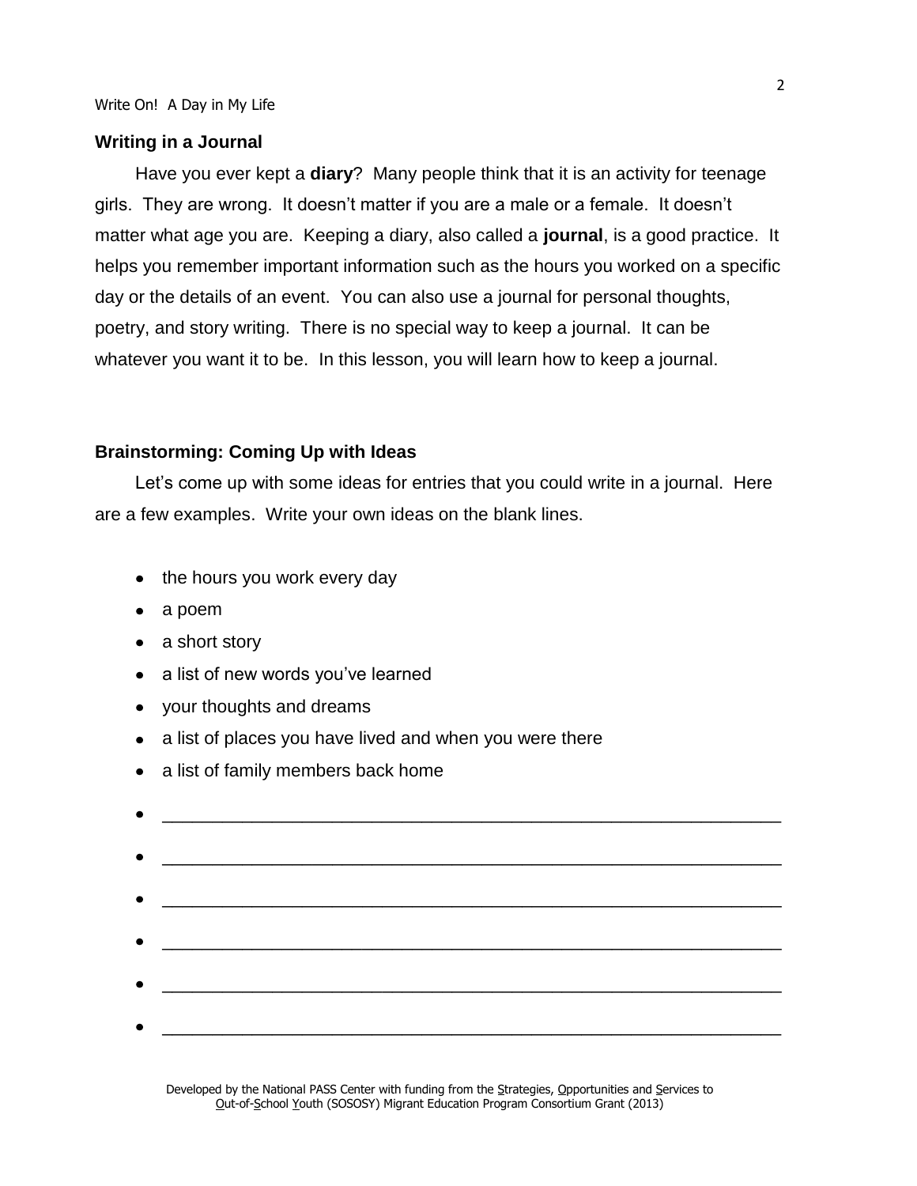## Writing in a Journal

Have you ever kept a **diary**? Many people think that it is an activity for teenage girls. They are wrong. It doesn't matter if you are a male or a female. It doesn't matter what age you are. Keeping a diary, also called a **journal**, is a good practice. It helps you remember important information such as the hours you worked on a specific day or the details of an event. You can also use a journal for personal thoughts, poetry, and story writing. There is no special way to keep a journal. It can be whatever you want it to be. In this lesson, you will learn how to keep a journal.

## Brainstorming: Coming Up with Ideas

Let's come up with some ideas for entries that you could write in a journal. Here are a few examples. Write your own ideas on the blank lines.

- the hours you work every day
- a poem
- a short story
- a list of new words you've learned
- your thoughts and dreams
- a list of places you have lived and when you were there
- a list of family members back home
- ______________________________________________________________
- ______________________________________________________________
- ______________________________________________________________
- ______________________________________________________________
- ______________________________________________________________
- ______________________________________________________________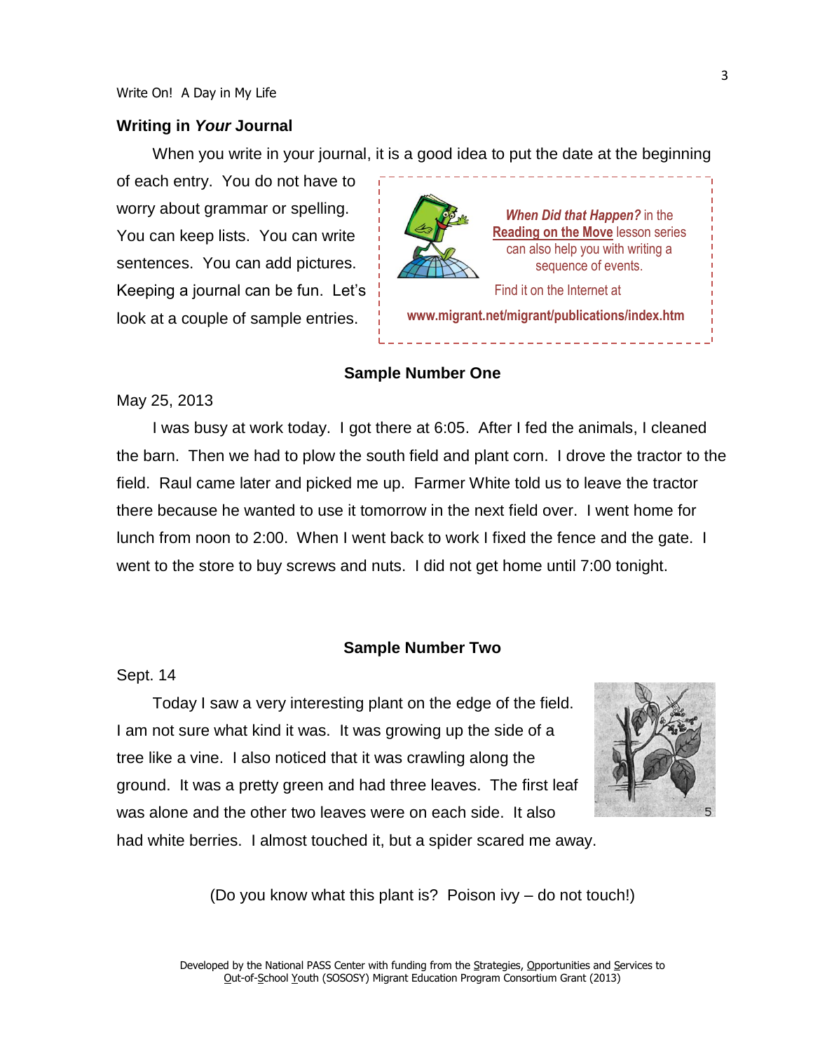## Writing in *Your* Journal

When you write in your journal, it is a good idea to put the date at the beginning of each entry. You do not have to worry about grammar or spelling. You can keep lists. You can write sentences. You can add pictures. Keeping a journal can be fun. Let's look at a couple of sample entries.

> ***When Did that Happen?*** in the **Reading on the Move** lesson series can also help you with writing a sequence of events.
>
> Find it on the Internet at
>
> **www.migrant.net/migrant/publications/index.htm**

**Sample Number One**

May 25, 2013

I was busy at work today. I got there at 6:05. After I fed the animals, I cleaned the barn. Then we had to plow the south field and plant corn. I drove the tractor to the field. Raul came later and picked me up. Farmer White told us to leave the tractor there because he wanted to use it tomorrow in the next field over. I went home for lunch from noon to 2:00. When I went back to work I fixed the fence and the gate. I went to the store to buy screws and nuts. I did not get home until 7:00 tonight.

**Sample Number Two**

Sept. 14

Today I saw a very interesting plant on the edge of the field. I am not sure what kind it was. It was growing up the side of a tree like a vine. I also noticed that it was crawling along the ground. It was a pretty green and had three leaves. The first leaf was alone and the other two leaves were on each side. It also had white berries. I almost touched it, but a spider scared me away.

(Do you know what this plant is? Poison ivy – do not touch!)

Developed by the National PASS Center with funding from the Strategies, Opportunities and Services to Out-of-School Youth (SOSOSY) Migrant Education Program Consortium Grant (2013)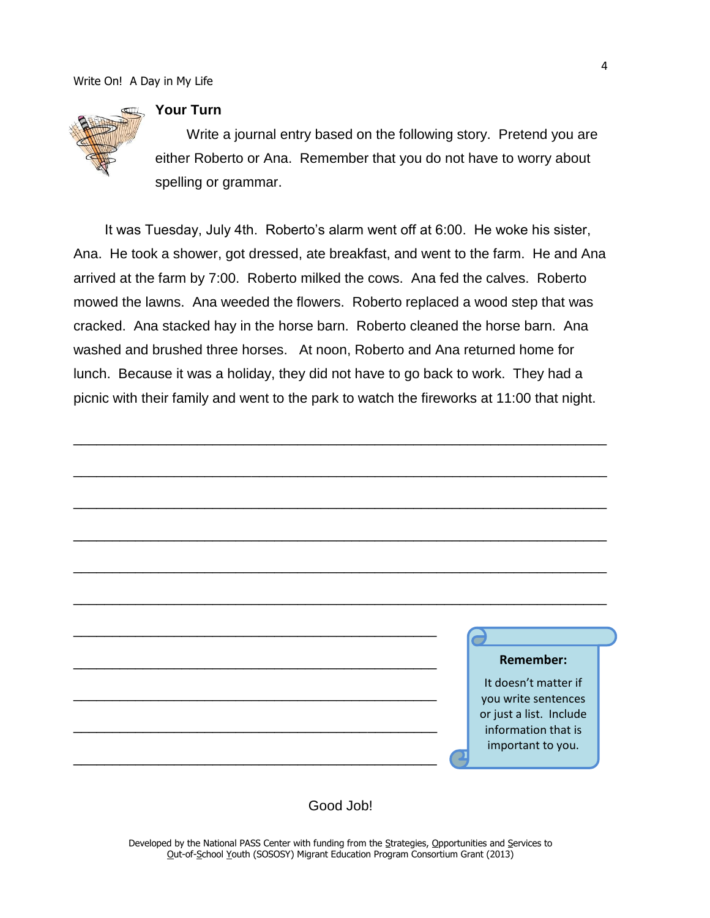## Your Turn

Write a journal entry based on the following story. Pretend you are either Roberto or Ana. Remember that you do not have to worry about spelling or grammar.

It was Tuesday, July 4th. Roberto's alarm went off at 6:00. He woke his sister, Ana. He took a shower, got dressed, ate breakfast, and went to the farm. He and Ana arrived at the farm by 7:00. Roberto milked the cows. Ana fed the calves. Roberto mowed the lawns. Ana weeded the flowers. Roberto replaced a wood step that was cracked. Ana stacked hay in the horse barn. Roberto cleaned the horse barn. Ana washed and brushed three horses. At noon, Roberto and Ana returned home for lunch. Because it was a holiday, they did not have to go back to work. They had a picnic with their family and went to the park to watch the fireworks at 11:00 that night.

______________________________________________________________________

______________________________________________________________________

______________________________________________________________________

______________________________________________________________________

______________________________________________________________________

______________________________________________________________________

_____________________________________________

_____________________________________________

_____________________________________________

_____________________________________________

_____________________________________________

**Remember:**

It doesn't matter if you write sentences or just a list. Include information that is important to you.

Good Job!

Developed by the National PASS Center with funding from the Strategies, Opportunities and Services to Out-of-School Youth (SOSOSY) Migrant Education Program Consortium Grant (2013)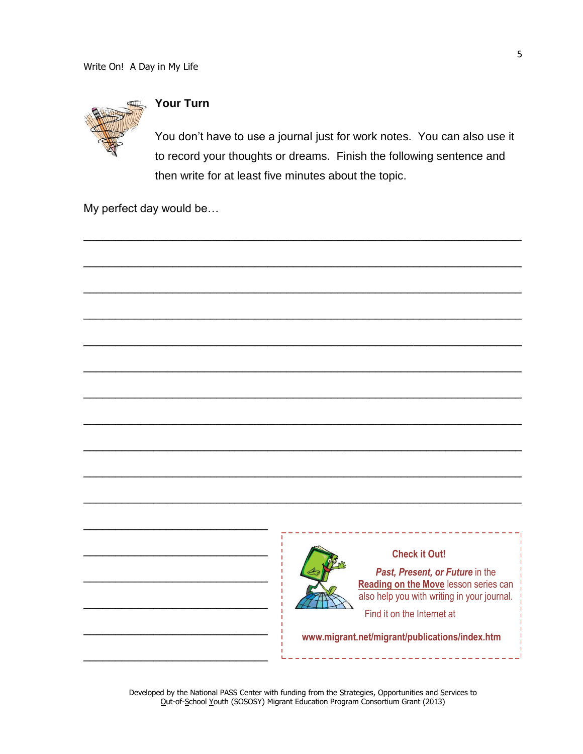## Your Turn

You don't have to use a journal just for work notes. You can also use it to record your thoughts or dreams. Finish the following sentence and then write for at least five minutes about the topic.

My perfect day would be…

_______________________________________________________________________

_______________________________________________________________________

_______________________________________________________________________

_______________________________________________________________________

_______________________________________________________________________

_______________________________________________________________________

_______________________________________________________________________

_______________________________________________________________________

_______________________________________________________________________

_______________________________________________________________________

_______________________________________________________________________

______________________________

______________________________

______________________________

______________________________

______________________________

______________________________

**Check it Out!**

***Past, Present, or Future*** in the **Reading on the Move** lesson series can also help you with writing in your journal.

Find it on the Internet at

**www.migrant.net/migrant/publications/index.htm**

Developed by the National PASS Center with funding from the Strategies, Opportunities and Services to Out-of-School Youth (SOSOSY) Migrant Education Program Consortium Grant (2013)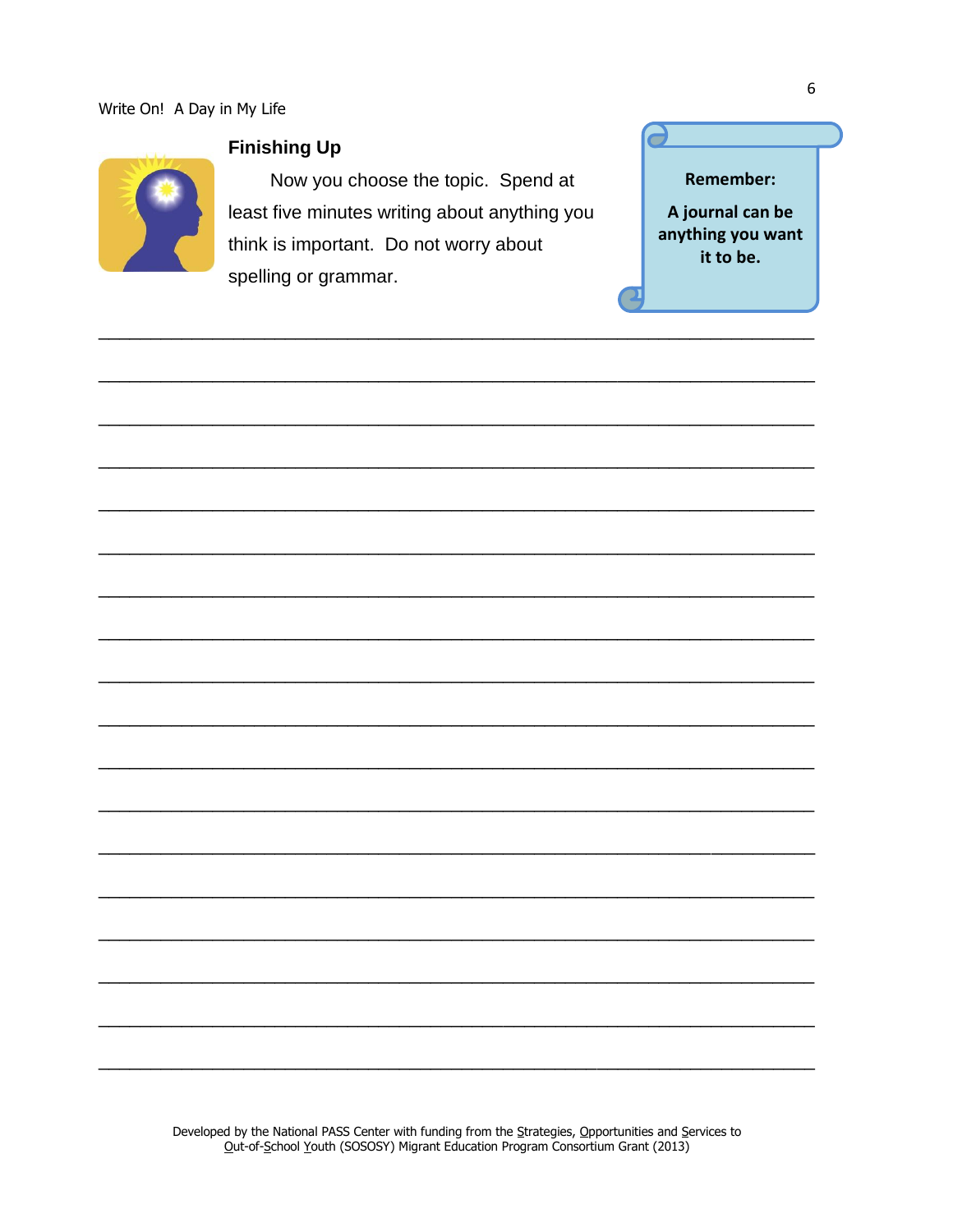## Finishing Up

Now you choose the topic. Spend at least five minutes writing about anything you think is important. Do not worry about spelling or grammar.

**Remember:**

**A journal can be anything you want it to be.**

\_\_\_\_\_\_\_\_\_\_\_\_\_\_\_\_\_\_\_\_\_\_\_\_\_\_\_\_\_\_\_\_\_\_\_\_\_\_\_\_\_\_\_\_\_\_\_\_\_\_\_\_\_\_\_\_\_\_\_\_\_\_\_\_\_\_\_\_\_\_\_\_

\_\_\_\_\_\_\_\_\_\_\_\_\_\_\_\_\_\_\_\_\_\_\_\_\_\_\_\_\_\_\_\_\_\_\_\_\_\_\_\_\_\_\_\_\_\_\_\_\_\_\_\_\_\_\_\_\_\_\_\_\_\_\_\_\_\_\_\_\_\_\_\_

\_\_\_\_\_\_\_\_\_\_\_\_\_\_\_\_\_\_\_\_\_\_\_\_\_\_\_\_\_\_\_\_\_\_\_\_\_\_\_\_\_\_\_\_\_\_\_\_\_\_\_\_\_\_\_\_\_\_\_\_\_\_\_\_\_\_\_\_\_\_\_\_

\_\_\_\_\_\_\_\_\_\_\_\_\_\_\_\_\_\_\_\_\_\_\_\_\_\_\_\_\_\_\_\_\_\_\_\_\_\_\_\_\_\_\_\_\_\_\_\_\_\_\_\_\_\_\_\_\_\_\_\_\_\_\_\_\_\_\_\_\_\_\_\_

\_\_\_\_\_\_\_\_\_\_\_\_\_\_\_\_\_\_\_\_\_\_\_\_\_\_\_\_\_\_\_\_\_\_\_\_\_\_\_\_\_\_\_\_\_\_\_\_\_\_\_\_\_\_\_\_\_\_\_\_\_\_\_\_\_\_\_\_\_\_\_\_

\_\_\_\_\_\_\_\_\_\_\_\_\_\_\_\_\_\_\_\_\_\_\_\_\_\_\_\_\_\_\_\_\_\_\_\_\_\_\_\_\_\_\_\_\_\_\_\_\_\_\_\_\_\_\_\_\_\_\_\_\_\_\_\_\_\_\_\_\_\_\_\_

\_\_\_\_\_\_\_\_\_\_\_\_\_\_\_\_\_\_\_\_\_\_\_\_\_\_\_\_\_\_\_\_\_\_\_\_\_\_\_\_\_\_\_\_\_\_\_\_\_\_\_\_\_\_\_\_\_\_\_\_\_\_\_\_\_\_\_\_\_\_\_\_

\_\_\_\_\_\_\_\_\_\_\_\_\_\_\_\_\_\_\_\_\_\_\_\_\_\_\_\_\_\_\_\_\_\_\_\_\_\_\_\_\_\_\_\_\_\_\_\_\_\_\_\_\_\_\_\_\_\_\_\_\_\_\_\_\_\_\_\_\_\_\_\_

\_\_\_\_\_\_\_\_\_\_\_\_\_\_\_\_\_\_\_\_\_\_\_\_\_\_\_\_\_\_\_\_\_\_\_\_\_\_\_\_\_\_\_\_\_\_\_\_\_\_\_\_\_\_\_\_\_\_\_\_\_\_\_\_\_\_\_\_\_\_\_\_

\_\_\_\_\_\_\_\_\_\_\_\_\_\_\_\_\_\_\_\_\_\_\_\_\_\_\_\_\_\_\_\_\_\_\_\_\_\_\_\_\_\_\_\_\_\_\_\_\_\_\_\_\_\_\_\_\_\_\_\_\_\_\_\_\_\_\_\_\_\_\_\_

\_\_\_\_\_\_\_\_\_\_\_\_\_\_\_\_\_\_\_\_\_\_\_\_\_\_\_\_\_\_\_\_\_\_\_\_\_\_\_\_\_\_\_\_\_\_\_\_\_\_\_\_\_\_\_\_\_\_\_\_\_\_\_\_\_\_\_\_\_\_\_\_

\_\_\_\_\_\_\_\_\_\_\_\_\_\_\_\_\_\_\_\_\_\_\_\_\_\_\_\_\_\_\_\_\_\_\_\_\_\_\_\_\_\_\_\_\_\_\_\_\_\_\_\_\_\_\_\_\_\_\_\_\_\_\_\_\_\_\_\_\_\_\_\_

\_\_\_\_\_\_\_\_\_\_\_\_\_\_\_\_\_\_\_\_\_\_\_\_\_\_\_\_\_\_\_\_\_\_\_\_\_\_\_\_\_\_\_\_\_\_\_\_\_\_\_\_\_\_\_\_\_\_\_\_\_\_\_\_\_\_\_\_\_\_\_\_

\_\_\_\_\_\_\_\_\_\_\_\_\_\_\_\_\_\_\_\_\_\_\_\_\_\_\_\_\_\_\_\_\_\_\_\_\_\_\_\_\_\_\_\_\_\_\_\_\_\_\_\_\_\_\_\_\_\_\_\_\_\_\_\_\_\_\_\_\_\_\_\_

\_\_\_\_\_\_\_\_\_\_\_\_\_\_\_\_\_\_\_\_\_\_\_\_\_\_\_\_\_\_\_\_\_\_\_\_\_\_\_\_\_\_\_\_\_\_\_\_\_\_\_\_\_\_\_\_\_\_\_\_\_\_\_\_\_\_\_\_\_\_\_\_

\_\_\_\_\_\_\_\_\_\_\_\_\_\_\_\_\_\_\_\_\_\_\_\_\_\_\_\_\_\_\_\_\_\_\_\_\_\_\_\_\_\_\_\_\_\_\_\_\_\_\_\_\_\_\_\_\_\_\_\_\_\_\_\_\_\_\_\_\_\_\_\_

\_\_\_\_\_\_\_\_\_\_\_\_\_\_\_\_\_\_\_\_\_\_\_\_\_\_\_\_\_\_\_\_\_\_\_\_\_\_\_\_\_\_\_\_\_\_\_\_\_\_\_\_\_\_\_\_\_\_\_\_\_\_\_\_\_\_\_\_\_\_\_\_

\_\_\_\_\_\_\_\_\_\_\_\_\_\_\_\_\_\_\_\_\_\_\_\_\_\_\_\_\_\_\_\_\_\_\_\_\_\_\_\_\_\_\_\_\_\_\_\_\_\_\_\_\_\_\_\_\_\_\_\_\_\_\_\_\_\_\_\_\_\_\_\_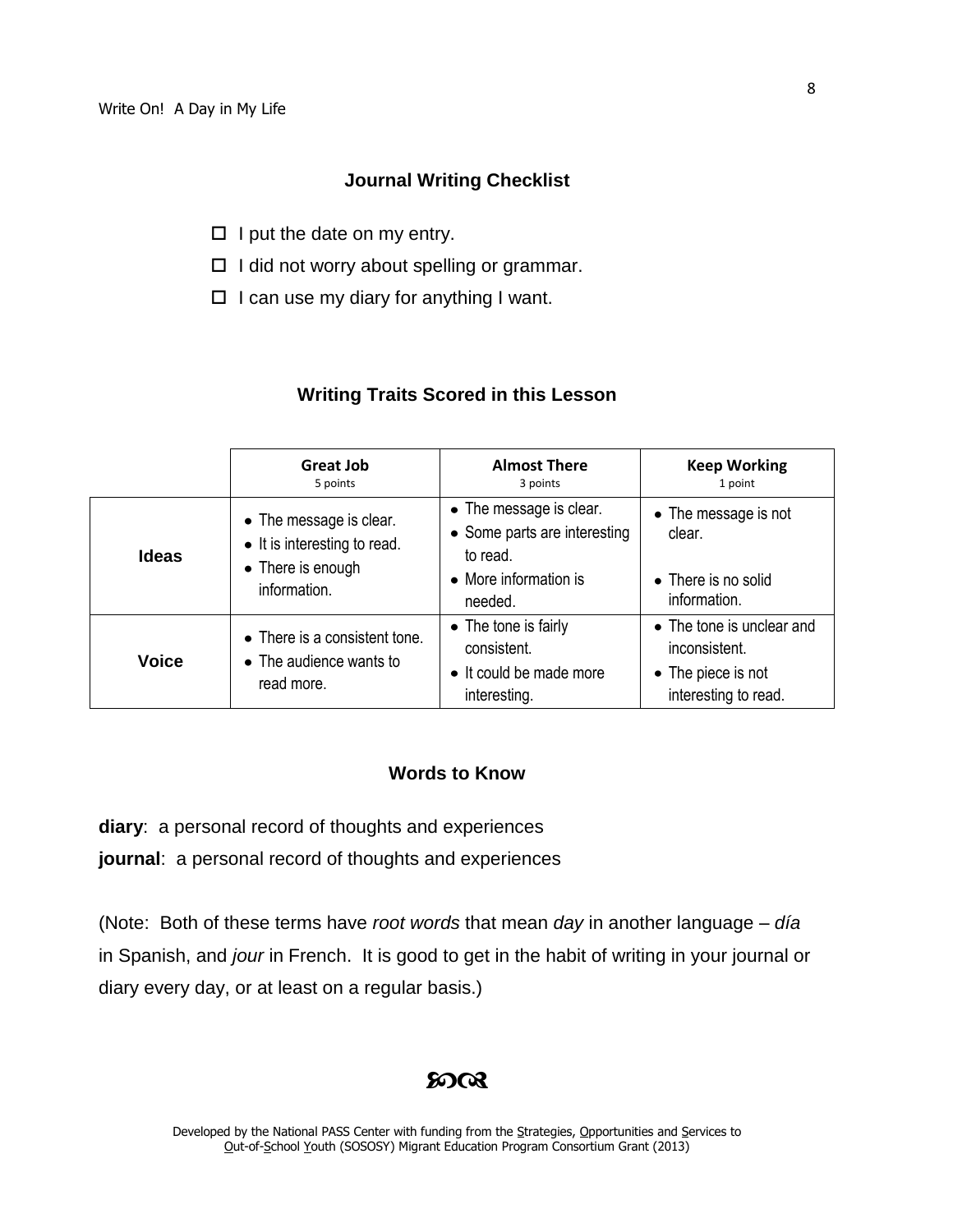## Journal Writing Checklist

- ☐ I put the date on my entry.
- ☐ I did not worry about spelling or grammar.
- ☐ I can use my diary for anything I want.

## Writing Traits Scored in this Lesson

| | **Great Job** 5 points | **Almost There** 3 points | **Keep Working** 1 point |
|---|---|---|---|
| **Ideas** | • The message is clear. • It is interesting to read. • There is enough information. | • The message is clear. • Some parts are interesting to read. • More information is needed. | • The message is not clear. • There is no solid information. |
| **Voice** | • There is a consistent tone. • The audience wants to read more. | • The tone is fairly consistent. • It could be made more interesting. | • The tone is unclear and inconsistent. • The piece is not interesting to read. |

## Words to Know

**diary**: a personal record of thoughts and experiences
**journal**: a personal record of thoughts and experiences

(Note: Both of these terms have *root words* that mean *day* in another language – *día* in Spanish, and *jour* in French. It is good to get in the habit of writing in your journal or diary every day, or at least on a regular basis.)

Developed by the National PASS Center with funding from the Strategies, Opportunities and Services to Out-of-School Youth (SOSOSY) Migrant Education Program Consortium Grant (2013)